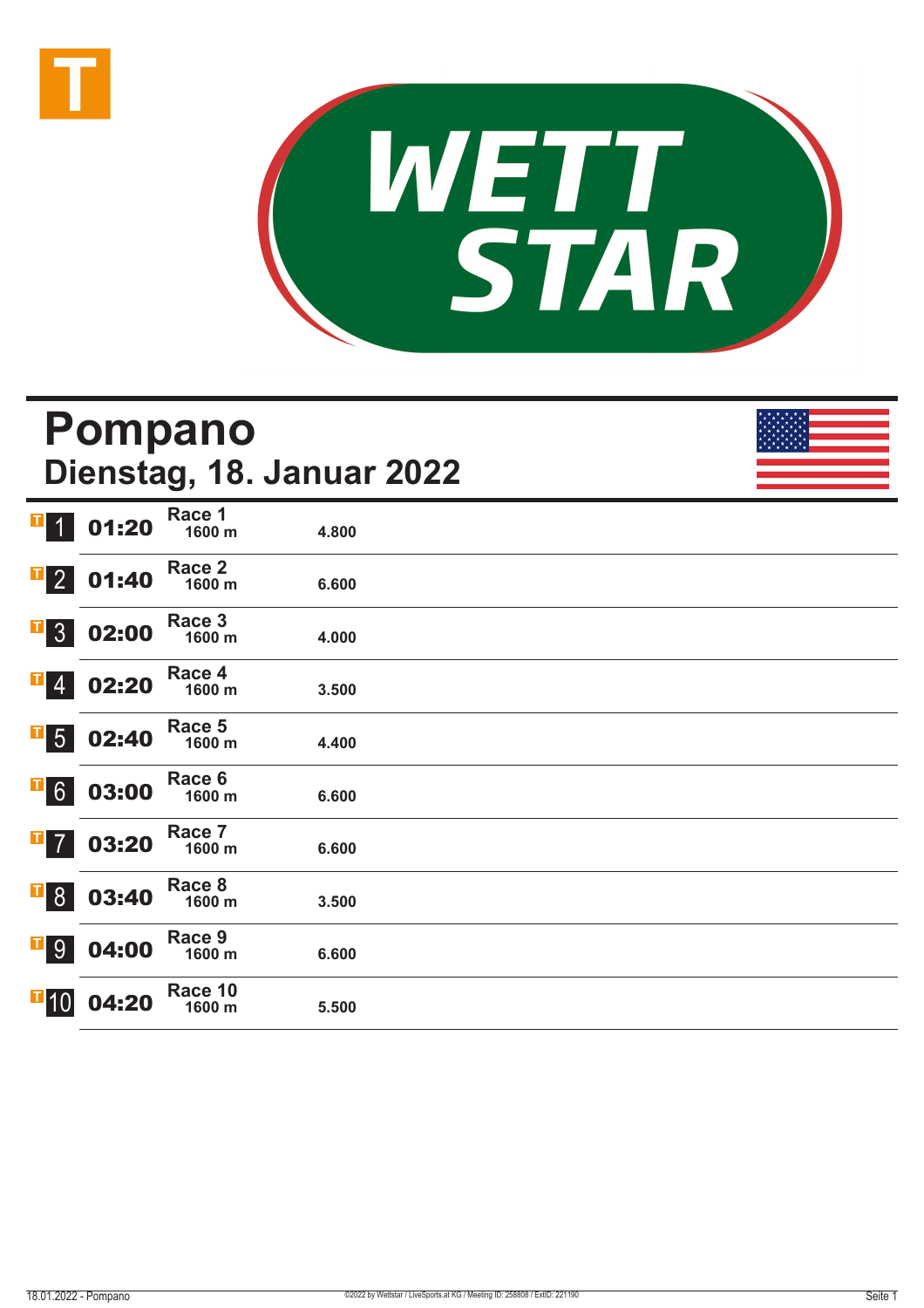# Pompano

## Dienstag, 18. Januar 2022

| | Zeit | Rennen | Distanz | Preisgeld |
|---|---|---|---|---|
| 1 | 01:20 | Race 1 | 1600 m | 4.800 |
| 2 | 01:40 | Race 2 | 1600 m | 6.600 |
| 3 | 02:00 | Race 3 | 1600 m | 4.000 |
| 4 | 02:20 | Race 4 | 1600 m | 3.500 |
| 5 | 02:40 | Race 5 | 1600 m | 4.400 |
| 6 | 03:00 | Race 6 | 1600 m | 6.600 |
| 7 | 03:20 | Race 7 | 1600 m | 6.600 |
| 8 | 03:40 | Race 8 | 1600 m | 3.500 |
| 9 | 04:00 | Race 9 | 1600 m | 6.600 |
| 10 | 04:20 | Race 10 | 1600 m | 5.500 |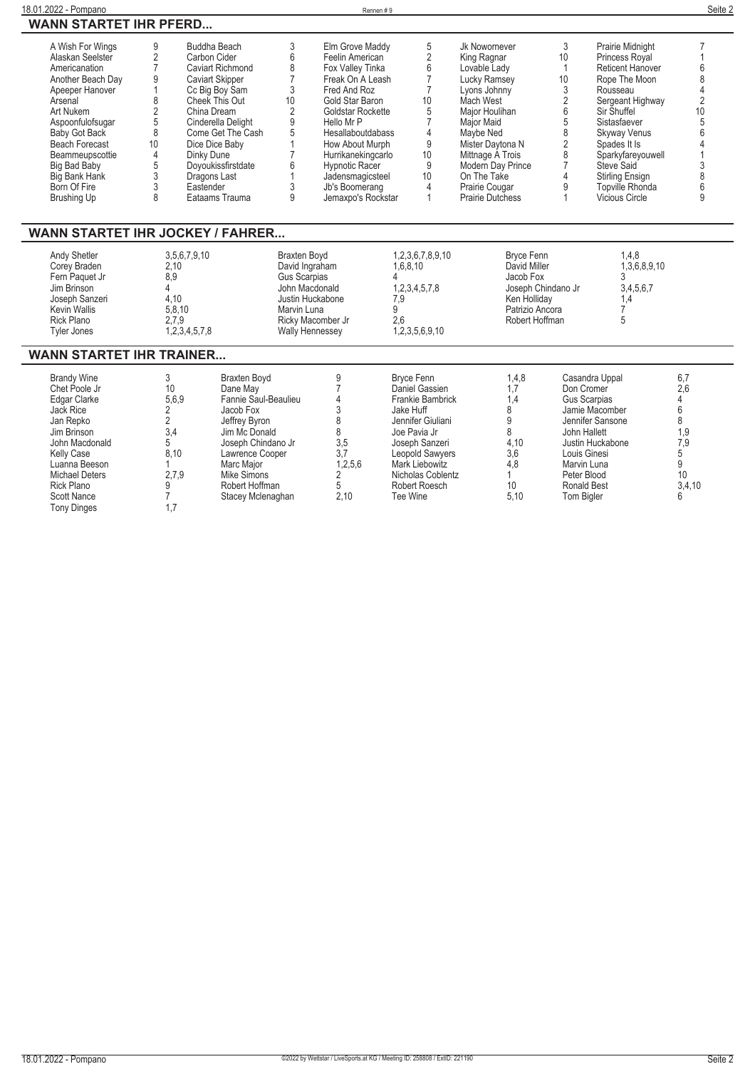## WANN STARTET IHR PFERD...

| Pferd | Nr. | Pferd | Nr. | Pferd | Nr. | Pferd | Nr. | Pferd | Nr. |
|---|---|---|---|---|---|---|---|---|---|
| A Wish For Wings | 9 | Buddha Beach | 3 | Elm Grove Maddy | 5 | Jk Nowornever | 3 | Prairie Midnight | 7 |
| Alaskan Seelster | 2 | Carbon Cider | 6 | Feelin American | 2 | King Ragnar | 10 | Princess Royal | 1 |
| Americanation | 7 | Caviart Richmond | 8 | Fox Valley Tinka | 6 | Lovable Lady | 1 | Reticent Hanover | 6 |
| Another Beach Day | 9 | Caviart Skipper | 7 | Freak On A Leash | 7 | Lucky Ramsey | 10 | Rope The Moon | 8 |
| Apeeper Hanover | 1 | Cc Big Boy Sam | 3 | Fred And Roz | 7 | Lyons Johnny | 3 | Rousseau | 4 |
| Arsenal | 8 | Cheek This Out | 10 | Gold Star Baron | 10 | Mach West | 2 | Sergeant Highway | 2 |
| Art Nukem | 2 | China Dream | 2 | Goldstar Rockette | 5 | Major Houlihan | 6 | Sir Shuffel | 10 |
| Aspoonfulofsugar | 5 | Cinderella Delight | 9 | Hello Mr P | 7 | Major Maid | 5 | Sistasfaever | 5 |
| Baby Got Back | 8 | Come Get The Cash | 5 | Hesallaboutdabass | 4 | Maybe Ned | 8 | Skyway Venus | 6 |
| Beach Forecast | 10 | Dice Dice Baby | 1 | How About Murph | 9 | Mister Daytona N | 2 | Spades It Is | 4 |
| Beammeupscottie | 4 | Dinky Dune | 7 | Hurrikanekingcarlo | 10 | Mittnage A Trois | 8 | Sparkyfareyouwell | 1 |
| Big Bad Baby | 5 | Doyoukissfirstdate | 6 | Hypnotic Racer | 9 | Modern Day Prince | 7 | Steve Said | 3 |
| Big Bank Hank | 3 | Dragons Last | 1 | Jadensmagicsteel | 10 | On The Take | 4 | Stirling Ensign | 8 |
| Born Of Fire | 3 | Eastender | 3 | Jb's Boomerang | 4 | Prairie Cougar | 9 | Topville Rhonda | 6 |
| Brushing Up | 8 | Eataams Trauma | 9 | Jemaxpo's Rockstar | 1 | Prairie Dutchess | 1 | Vicious Circle | 9 |

## WANN STARTET IHR JOCKEY / FAHRER...

| Fahrer | Rennen | Fahrer | Rennen | Fahrer | Rennen |
|---|---|---|---|---|---|
| Andy Shetler | 3,5,6,7,9,10 | Braxten Boyd | 1,2,3,6,7,8,9,10 | Bryce Fenn | 1,4,8 |
| Corey Braden | 2,10 | David Ingraham | 1,6,8,10 | David Miller | 1,3,6,8,9,10 |
| Fern Paquet Jr | 8,9 | Gus Scarpias | 4 | Jacob Fox | 3 |
| Jim Brinson | 4 | John Macdonald | 1,2,3,4,5,7,8 | Joseph Chindano Jr | 3,4,5,6,7 |
| Joseph Sanzeri | 4,10 | Justin Huckabone | 7,9 | Ken Holliday | 1,4 |
| Kevin Wallis | 5,8,10 | Marvin Luna | 9 | Patrizio Ancora | 7 |
| Rick Plano | 2,7,9 | Ricky Macomber Jr | 2,6 | Robert Hoffman | 5 |
| Tyler Jones | 1,2,3,4,5,7,8 | Wally Hennessey | 1,2,3,5,6,9,10 | | |

## WANN STARTET IHR TRAINER...

| Trainer | Rennen | Trainer | Rennen | Trainer | Rennen | Trainer | Rennen |
|---|---|---|---|---|---|---|---|
| Brandy Wine | 3 | Braxten Boyd | 9 | Bryce Fenn | 1,4,8 | Casandra Uppal | 6,7 |
| Chet Poole Jr | 10 | Dane May | 7 | Daniel Gassien | 1,7 | Don Cromer | 2,6 |
| Edgar Clarke | 5,6,9 | Fannie Saul-Beaulieu | 4 | Frankie Bambrick | 1,4 | Gus Scarpias | 4 |
| Jack Rice | 2 | Jacob Fox | 3 | Jake Huff | 8 | Jamie Macomber | 6 |
| Jan Repko | 2 | Jeffrey Byron | 8 | Jennifer Giuliani | 9 | Jennifer Sansone | 8 |
| Jim Brinson | 3,4 | Jim Mc Donald | 8 | Joe Pavia Jr | 8 | John Hallett | 1,9 |
| John Macdonald | 5 | Joseph Chindano Jr | 3,5 | Joseph Sanzeri | 4,10 | Justin Huckabone | 7,9 |
| Kelly Case | 8,10 | Lawrence Cooper | 3,7 | Leopold Sawyers | 3,6 | Louis Ginesi | 5 |
| Luanna Beeson | 1 | Marc Major | 1,2,5,6 | Mark Liebowitz | 4,8 | Marvin Luna | 9 |
| Michael Deters | 2,7,9 | Mike Simons | 2 | Nicholas Coblentz | 1 | Peter Blood | 10 |
| Rick Plano | 9 | Robert Hoffman | 5 | Robert Roesch | 10 | Ronald Best | 3,4,10 |
| Scott Nance | 7 | Stacey Mclenaghan | 2,10 | Tee Wine | 5,10 | Tom Bigler | 6 |
| Tony Dinges | 1,7 | | | | | | |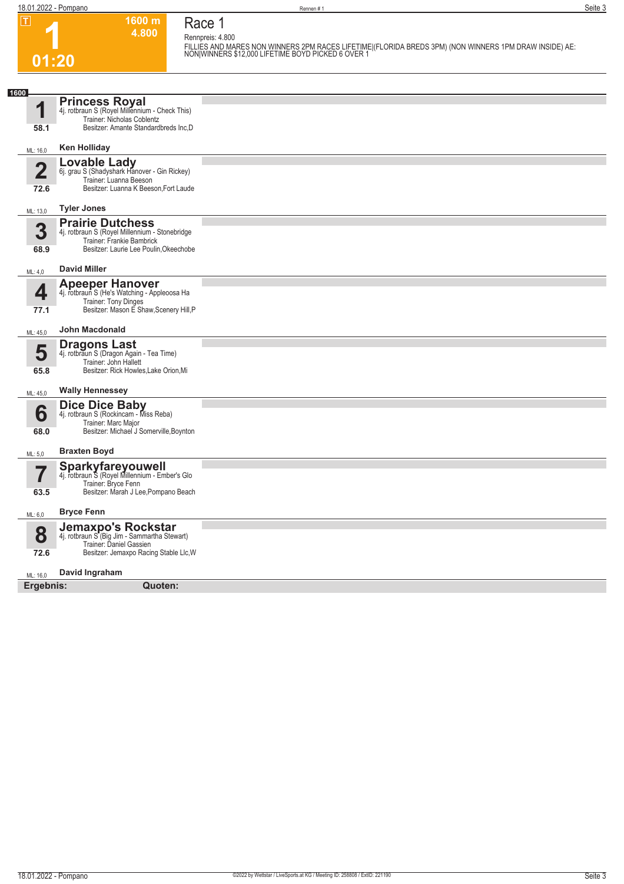T

# 1

**01:20**

**1600 m**
**4.800**

## Race 1

Rennpreis: 4.800

FILLIES AND MARES NON WINNERS 2PM RACES LIFETIME|(FLORIDA BREDS 3PM) (NON WINNERS 1PM DRAW INSIDE) AE: NON|WINNERS $12,000 LIFETIME BOYD PICKED 6 OVER 1

**1600**

| Nr. | Pferd | ML |
|---|---|---|
| **1** (58.1) | **Princess Royal**<br>4j. rotbraun S (Royel Millennium - Check This)<br>Trainer: Nicholas Coblentz<br>Besitzer: Amante Standardbreds Inc,D<br>**Ken Holliday** | ML: 16,0 |
| **2** (72.6) | **Lovable Lady**<br>6j. grau S (Shadyshark Hanover - Gin Rickey)<br>Trainer: Luanna Beeson<br>Besitzer: Luanna K Beeson,Fort Laude<br>**Tyler Jones** | ML: 13,0 |
| **3** (68.9) | **Prairie Dutchess**<br>4j. rotbraun S (Royel Millennium - Stonebridge<br>Trainer: Frankie Bambrick<br>Besitzer: Laurie Lee Poulin,Okeechobe<br>**David Miller** | ML: 4,0 |
| **4** (77.1) | **Apeeper Hanover**<br>4j. rotbraun S (He's Watching - Appleoosa Ha<br>Trainer: Tony Dinges<br>Besitzer: Mason E Shaw,Scenery Hill,P<br>**John Macdonald** | ML: 45,0 |
| **5** (65.8) | **Dragons Last**<br>4j. rotbraun S (Dragon Again - Tea Time)<br>Trainer: John Hallett<br>Besitzer: Rick Howles,Lake Orion,Mi<br>**Wally Hennessey** | ML: 45,0 |
| **6** (68.0) | **Dice Dice Baby**<br>4j. rotbraun S (Rockincam - Miss Reba)<br>Trainer: Marc Major<br>Besitzer: Michael J Somerville,Boynton<br>**Braxten Boyd** | ML: 5,0 |
| **7** (63.5) | **Sparkyfareyouwell**<br>4j. rotbraun S (Royel Millennium - Ember's Glo<br>Trainer: Bryce Fenn<br>Besitzer: Marah J Lee,Pompano Beach<br>**Bryce Fenn** | ML: 6,0 |
| **8** (72.6) | **Jemaxpo's Rockstar**<br>4j. rotbraun S (Big Jim - Sammartha Stewart)<br>Trainer: Daniel Gassien<br>Besitzer: Jemaxpo Racing Stable Llc,W<br>**David Ingraham** | ML: 16,0 |

**Ergebnis:** **Quoten:**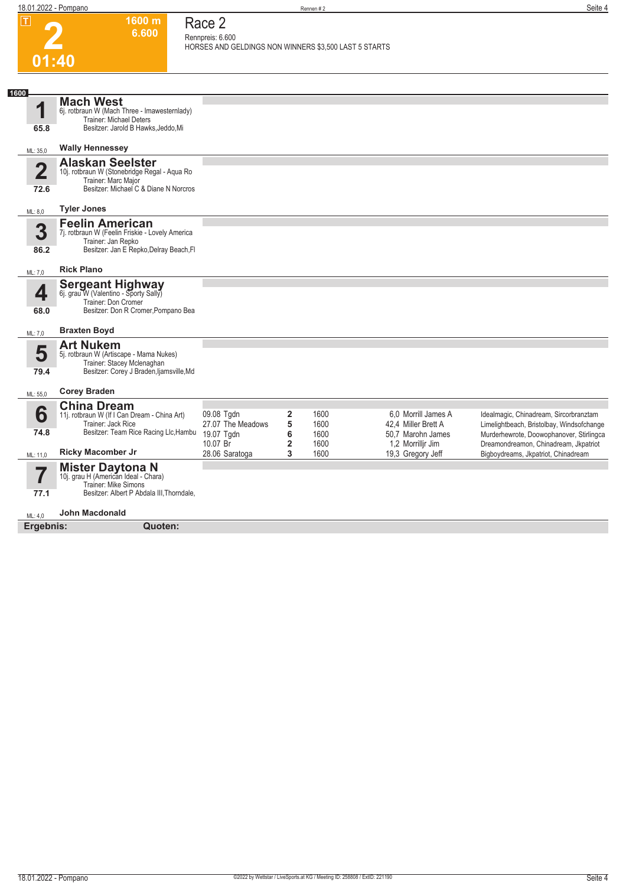# Race 2

**2** — 01:40 — 1600 m — 6.600

Rennpreis: 6.600
HORSES AND GELDINGS NON WINNERS $3,500 LAST 5 STARTS

**1600**

## 1 Mach West
6j. rotbraun W (Mach Three - Imawesternlady)
Trainer: Michael Deters
Besitzer: Jarold B Hawks,Jeddo,Mi
65.8
ML: 35,0 — **Wally Hennessey**

## 2 Alaskan Seelster
10j. rotbraun W (Stonebridge Regal - Aqua Ro
Trainer: Marc Major
Besitzer: Michael C & Diane N Norcros
72.6
ML: 8,0 — **Tyler Jones**

## 3 Feelin American
7j. rotbraun W (Feelin Friskie - Lovely America
Trainer: Jan Repko
Besitzer: Jan E Repko,Delray Beach,Fl
86.2
ML: 7,0 — **Rick Plano**

## 4 Sergeant Highway
6j. grau W (Valentino - Sporty Sally)
Trainer: Don Cromer
Besitzer: Don R Cromer,Pompano Bea
68.0
ML: 7,0 — **Braxten Boyd**

## 5 Art Nukem
5j. rotbraun W (Artiscape - Mama Nukes)
Trainer: Stacey Mclenaghan
Besitzer: Corey J Braden,Ijamsville,Md
79.4
ML: 55,0 — **Corey Braden**

## 6 China Dream
11j. rotbraun W (If I Can Dream - China Art)
Trainer: Jack Rice
Besitzer: Team Rice Racing Llc,Hambu
74.8
ML: 11,0 — **Ricky Macomber Jr**

| Datum | Bahn | Platz | Distanz | Quote | Fahrer | Einlauf |
|---|---|---|---|---|---|---|
| 09.08 | Tgdn | 2 | 1600 | 6,0 | Morrill James A | Idealmagic, Chinadream, Sircorbranztam |
| 27.07 | The Meadows | 5 | 1600 | 42,4 | Miller Brett A | Limelightbeach, Bristolbay, Windsofchange |
| 19.07 | Tgdn | 6 | 1600 | 50,7 | Marohn James | Murderhewrote, Doowophanover, Stirlingca |
| 10.07 | Br | 2 | 1600 | 1,2 | Morrilljr Jim | Dreamondreamon, Chinadream, Jkpatriot |
| 28.06 | Saratoga | 3 | 1600 | 19,3 | Gregory Jeff | Bigboydreams, Jkpatriot, Chinadream |

## 7 Mister Daytona N
10j. grau H (American Ideal - Chara)
Trainer: Mike Simons
Besitzer: Albert P Abdala III,Thorndale,
77.1
ML: 4,0 — **John Macdonald**

**Ergebnis:** **Quoten:**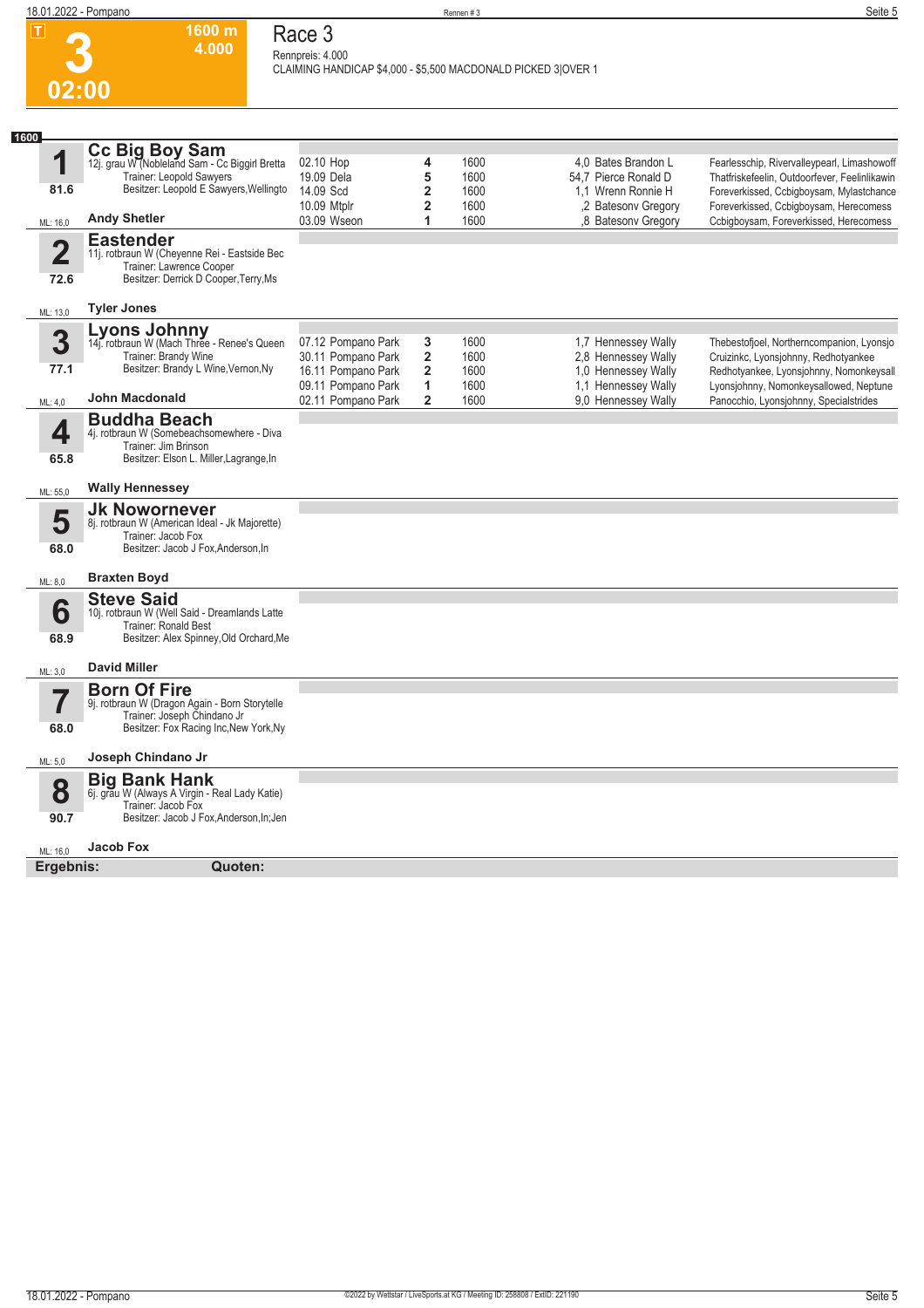# Race 3

**3** | T | 1600 m | 4.000 | 02:00

Rennpreis: 4.000

CLAIMING HANDICAP $4,000 - $5,500 MACDONALD PICKED 3|OVER 1

**1600**

## 1 Cc Big Boy Sam

12j. grau W (Nobleland Sam - Cc Biggirl Bretta

Trainer: Leopold Sawyers

Besitzer: Leopold E Sawyers,Wellingto

81.6

ML: 16,0 — **Andy Shetler**

| Datum | Bahn | Platz | Distanz | Quote | Fahrer | Einlauf |
|---|---|---|---|---|---|---|
| 02.10 | Hop | 4 | 1600 | 4,0 | Bates Brandon L | Fearlesschip, Rivervalleypearl, Limashowoff |
| 19.09 | Dela | 5 | 1600 | 54,7 | Pierce Ronald D | Thatfriskefeelin, Outdoorfever, Feelinlikawin |
| 14.09 | Scd | 2 | 1600 | 1,1 | Wrenn Ronnie H | Foreverkissed, Ccbigboysam, Mylastchance |
| 10.09 | Mtplr | 2 | 1600 | ,2 | Batesonv Gregory | Foreverkissed, Ccbigboysam, Herecomess |
| 03.09 | Wseon | 1 | 1600 | ,8 | Batesonv Gregory | Ccbigboysam, Foreverkissed, Herecomess |

## 2 Eastender

11j. rotbraun W (Cheyenne Rei - Eastside Bec

Trainer: Lawrence Cooper

Besitzer: Derrick D Cooper,Terry,Ms

72.6

ML: 13,0 — **Tyler Jones**

## 3 Lyons Johnny

14j. rotbraun W (Mach Three - Renee's Queen

Trainer: Brandy Wine

Besitzer: Brandy L Wine,Vernon,Ny

77.1

ML: 4,0 — **John Macdonald**

| Datum | Bahn | Platz | Distanz | Quote | Fahrer | Einlauf |
|---|---|---|---|---|---|---|
| 07.12 | Pompano Park | 3 | 1600 | 1,7 | Hennessey Wally | Thebestofjoel, Northerncompanion, Lyonsjo |
| 30.11 | Pompano Park | 2 | 1600 | 2,8 | Hennessey Wally | Cruizinkc, Lyonsjohnny, Redhotyankee |
| 16.11 | Pompano Park | 2 | 1600 | 1,0 | Hennessey Wally | Redhotyankee, Lyonsjohnny, Nomonkeysall |
| 09.11 | Pompano Park | 1 | 1600 | 1,1 | Hennessey Wally | Lyonsjohnny, Nomonkeysallowed, Neptune |
| 02.11 | Pompano Park | 2 | 1600 | 9,0 | Hennessey Wally | Panocchio, Lyonsjohnny, Specialstrides |

## 4 Buddha Beach

4j. rotbraun W (Somebeachsomewhere - Diva

Trainer: Jim Brinson

Besitzer: Elson L. Miller,Lagrange,In

65.8

ML: 55,0 — **Wally Hennessey**

## 5 Jk Nowornever

8j. rotbraun W (American Ideal - Jk Majorette)

Trainer: Jacob Fox

Besitzer: Jacob J Fox,Anderson,In

68.0

ML: 8,0 — **Braxten Boyd**

## 6 Steve Said

10j. rotbraun W (Well Said - Dreamlands Latte

Trainer: Ronald Best

Besitzer: Alex Spinney,Old Orchard,Me

68.9

ML: 3,0 — **David Miller**

## 7 Born Of Fire

9j. rotbraun W (Dragon Again - Born Storytelle

Trainer: Joseph Chindano Jr

Besitzer: Fox Racing Inc,New York,Ny

68.0

ML: 5,0 — **Joseph Chindano Jr**

## 8 Big Bank Hank

6j. grau W (Always A Virgin - Real Lady Katie)

Trainer: Jacob Fox

Besitzer: Jacob J Fox,Anderson,In;Jen

90.7

ML: 16,0 — **Jacob Fox**

**Ergebnis:** **Quoten:**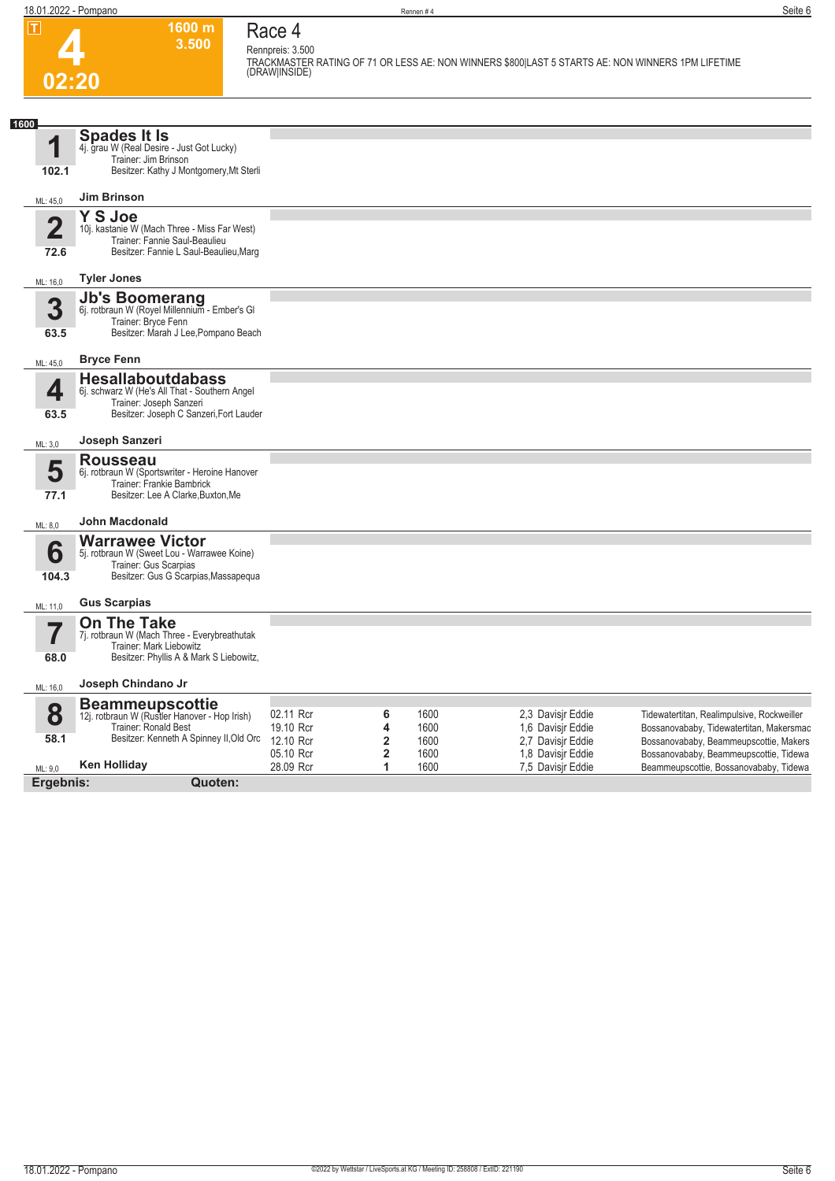# 4

**02:20**

**1600 m**
**3.500**

## Race 4

Rennpreis: 3.500

TRACKMASTER RATING OF 71 OR LESS AE: NON WINNERS $800|LAST 5 STARTS AE: NON WINNERS 1PM LIFETIME (DRAW|INSIDE)

**1600**

### 1 Spades It Is

102.1

4j. grau W (Real Desire - Just Got Lucky)
Trainer: Jim Brinson
Besitzer: Kathy J Montgomery,Mt Sterli

ML: 45,0 — **Jim Brinson**

### 2 Y S Joe

72.6

10j. kastanie W (Mach Three - Miss Far West)
Trainer: Fannie Saul-Beaulieu
Besitzer: Fannie L Saul-Beaulieu,Marg

ML: 16,0 — **Tyler Jones**

### 3 Jb's Boomerang

63.5

6j. rotbraun W (Royel Millennium - Ember's Gl
Trainer: Bryce Fenn
Besitzer: Marah J Lee,Pompano Beach

ML: 45,0 — **Bryce Fenn**

### 4 Hesallaboutdabass

63.5

6j. schwarz W (He's All That - Southern Angel
Trainer: Joseph Sanzeri
Besitzer: Joseph C Sanzeri,Fort Lauder

ML: 3,0 — **Joseph Sanzeri**

### 5 Rousseau

77.1

6j. rotbraun W (Sportswriter - Heroine Hanover
Trainer: Frankie Bambrick
Besitzer: Lee A Clarke,Buxton,Me

ML: 8,0 — **John Macdonald**

### 6 Warrawee Victor

104.3

5j. rotbraun W (Sweet Lou - Warrawee Koine)
Trainer: Gus Scarpias
Besitzer: Gus G Scarpias,Massapequa

ML: 11,0 — **Gus Scarpias**

### 7 On The Take

68.0

7j. rotbraun W (Mach Three - Everybreathutak
Trainer: Mark Liebowitz
Besitzer: Phyllis A & Mark S Liebowitz,

ML: 16,0 — **Joseph Chindano Jr**

### 8 Beammeupscottie

58.1

12j. rotbraun W (Rustler Hanover - Hop Irish)
Trainer: Ronald Best
Besitzer: Kenneth A Spinney II,Old Orc

ML: 9,0 — **Ken Holliday**

| Datum | Bahn | Platz | Distanz | Quote / Fahrer | Einlauf |
|---|---|---|---|---|---|
| 02.11 | Rcr | 6 | 1600 | 2,3 Davisjr Eddie | Tidewatertitan, Realimpulsive, Rockweiller |
| 19.10 | Rcr | 4 | 1600 | 1,6 Davisjr Eddie | Bossanovababy, Tidewatertitan, Makersmac |
| 12.10 | Rcr | 2 | 1600 | 2,7 Davisjr Eddie | Bossanovababy, Beammeupscottie, Makers |
| 05.10 | Rcr | 2 | 1600 | 1,8 Davisjr Eddie | Bossanovababy, Beammeupscottie, Tidewa |
| 28.09 | Rcr | 1 | 1600 | 7,5 Davisjr Eddie | Beammeupscottie, Bossanovababy, Tidewa |

**Ergebnis:** **Quoten:**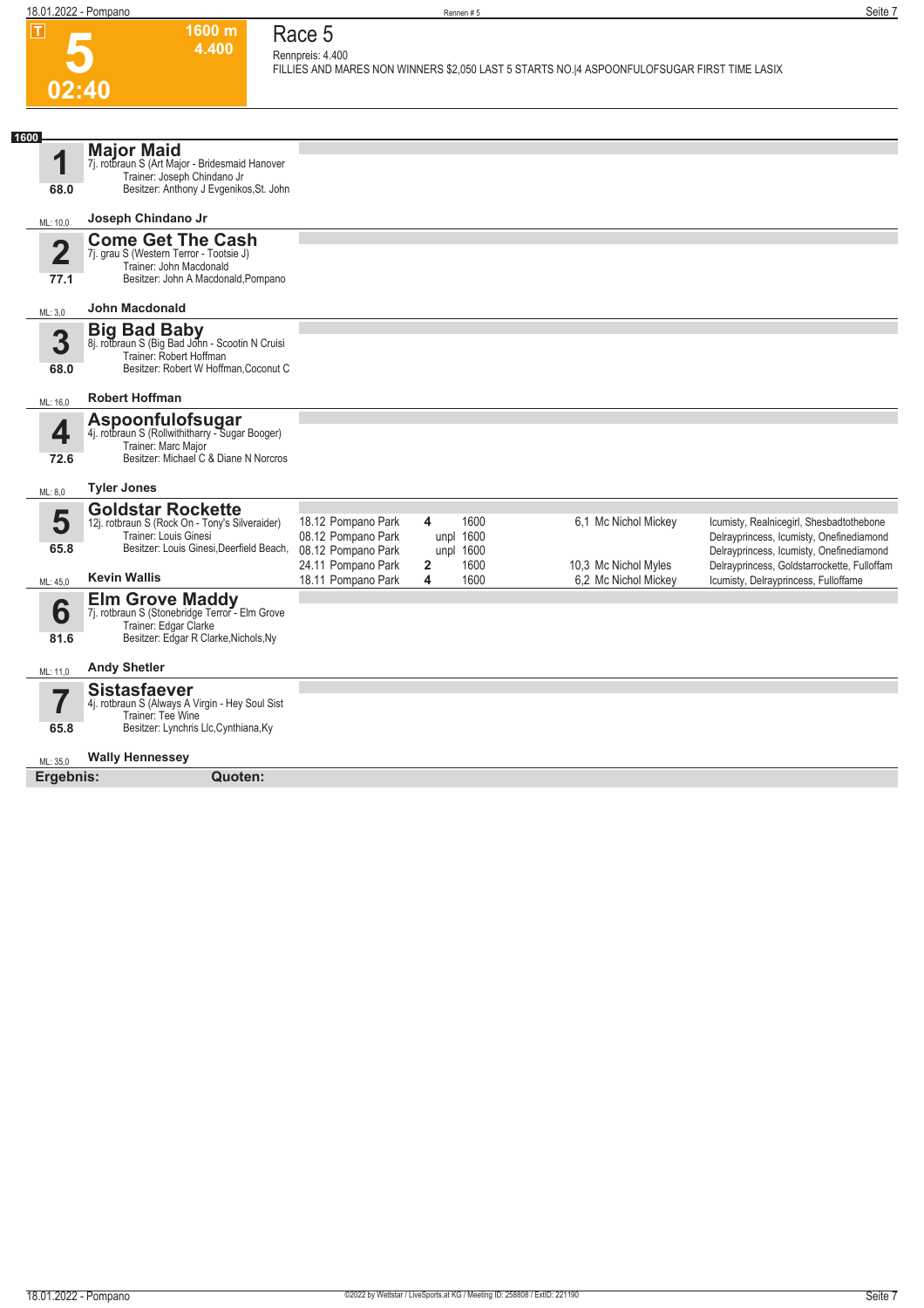**T**

# 5

**02:40**

**1600 m**
**4.400**

## Race 5

Rennpreis: 4.400

FILLIES AND MARES NON WINNERS $2,050 LAST 5 STARTS NO.|4 ASPOONFULOFSUGAR FIRST TIME LASIX

**1600**

### 1 Major Maid

7j. rotbraun S (Art Major - Bridesmaid Hanover
Trainer: Joseph Chindano Jr
Besitzer: Anthony J Evgenikos,St. John

68.0

ML: 10,0 — **Joseph Chindano Jr**

### 2 Come Get The Cash

7j. grau S (Western Terror - Tootsie J)
Trainer: John Macdonald
Besitzer: John A Macdonald,Pompano

77.1

ML: 3,0 — **John Macdonald**

### 3 Big Bad Baby

8j. rotbraun S (Big Bad John - Scootin N Cruisi
Trainer: Robert Hoffman
Besitzer: Robert W Hoffman,Coconut C

68.0

ML: 16,0 — **Robert Hoffman**

### 4 Aspoonfulofsugar

4j. rotbraun S (Rollwithitharry - Sugar Booger)
Trainer: Marc Major
Besitzer: Michael C & Diane N Norcros

72.6

ML: 8,0 — **Tyler Jones**

### 5 Goldstar Rockette

12j. rotbraun S (Rock On - Tony's Silveraider)
Trainer: Louis Ginesi
Besitzer: Louis Ginesi,Deerfield Beach,

65.8

ML: 45,0 — **Kevin Wallis**

| Datum | Bahn | Platz | Distanz | Quote | Fahrer | Einlauf |
|---|---|---|---|---|---|---|
| 18.12 | Pompano Park | 4 | 1600 | 6,1 | Mc Nichol Mickey | Icumisty, Realnicegirl, Shesbadtothebone |
| 08.12 | Pompano Park | unpl | 1600 | | | Delrayprincess, Icumisty, Onefinediamond |
| 08.12 | Pompano Park | unpl | 1600 | | | Delrayprincess, Icumisty, Onefinediamond |
| 24.11 | Pompano Park | 2 | 1600 | 10,3 | Mc Nichol Myles | Delrayprincess, Goldstarrockette, Fulloffam |
| 18.11 | Pompano Park | 4 | 1600 | 6,2 | Mc Nichol Mickey | Icumisty, Delrayprincess, Fulloffame |

### 6 Elm Grove Maddy

7j. rotbraun S (Stonebridge Terror - Elm Grove
Trainer: Edgar Clarke
Besitzer: Edgar R Clarke,Nichols,Ny

81.6

ML: 11,0 — **Andy Shetler**

### 7 Sistasfaever

4j. rotbraun S (Always A Virgin - Hey Soul Sist
Trainer: Tee Wine
Besitzer: Lynchris Llc,Cynthiana,Ky

65.8

ML: 35,0 — **Wally Hennessey**

**Ergebnis:** **Quoten:**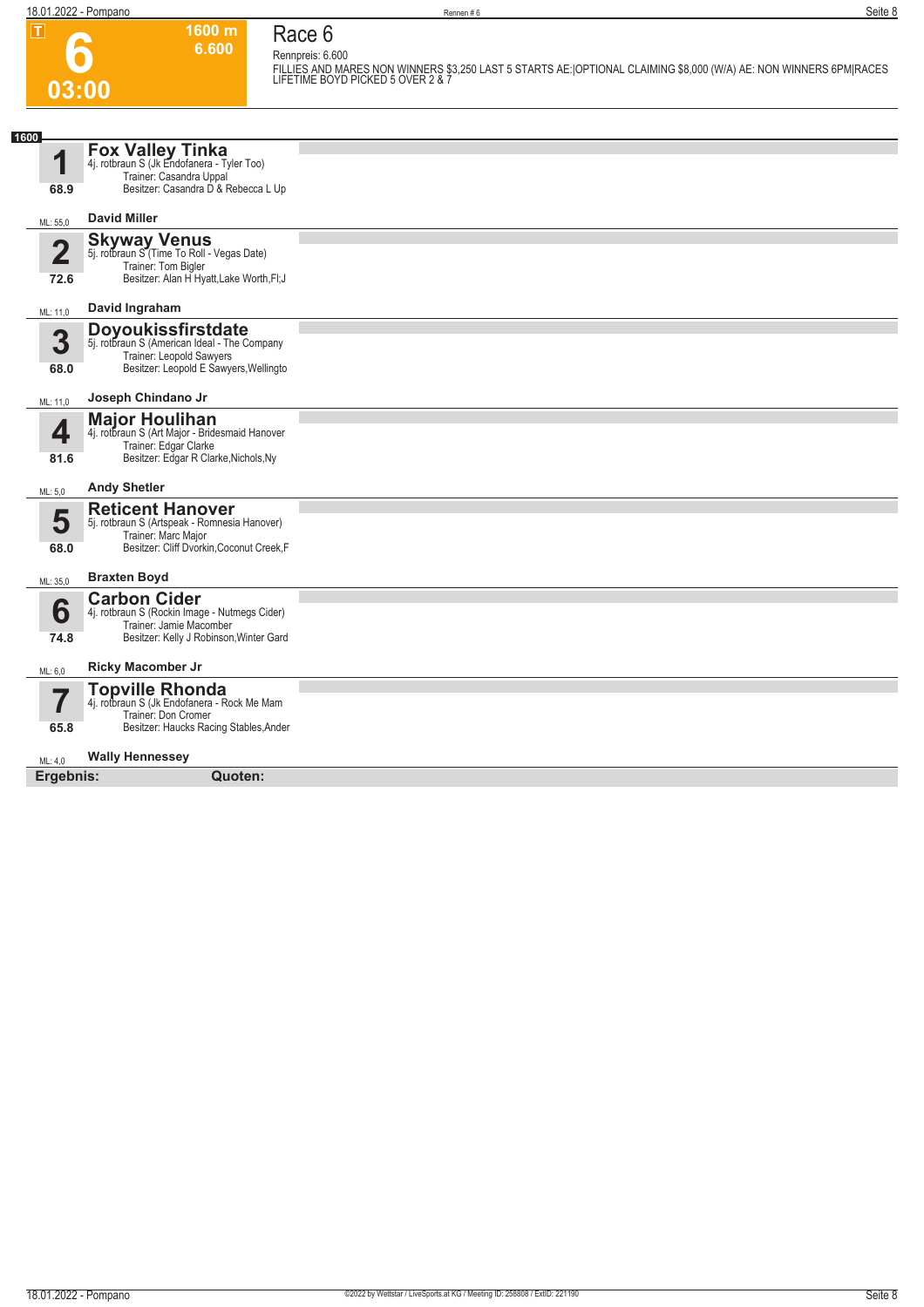# 6

**1600 m**
**6.600**

**03:00**

## Race 6

Rennpreis: 6.600

FILLIES AND MARES NON WINNERS $3,250 LAST 5 STARTS AE:|OPTIONAL CLAIMING $8,000 (W/A) AE: NON WINNERS 6PM|RACES LIFETIME BOYD PICKED 5 OVER 2 & 7

**1600**

**1** **Fox Valley Tinka**
4j. rotbraun S (Jk Endofanera - Tyler Too)
Trainer: Casandra Uppal
Besitzer: Casandra D & Rebecca L Up
68.9
ML: 55,0 **David Miller**

**2** **Skyway Venus**
5j. rotbraun S (Time To Roll - Vegas Date)
Trainer: Tom Bigler
Besitzer: Alan H Hyatt,Lake Worth,Fl;J
72.6
ML: 11,0 **David Ingraham**

**3** **Doyoukissfirstdate**
5j. rotbraun S (American Ideal - The Company
Trainer: Leopold Sawyers
Besitzer: Leopold E Sawyers,Wellingto
68.0
ML: 11,0 **Joseph Chindano Jr**

**4** **Major Houlihan**
4j. rotbraun S (Art Major - Bridesmaid Hanover
Trainer: Edgar Clarke
Besitzer: Edgar R Clarke,Nichols,Ny
81.6
ML: 5,0 **Andy Shetler**

**5** **Reticent Hanover**
5j. rotbraun S (Artspeak - Romnesia Hanover)
Trainer: Marc Major
Besitzer: Cliff Dvorkin,Coconut Creek,F
68.0
ML: 35,0 **Braxten Boyd**

**6** **Carbon Cider**
4j. rotbraun S (Rockin Image - Nutmegs Cider)
Trainer: Jamie Macomber
Besitzer: Kelly J Robinson,Winter Gard
74.8
ML: 6,0 **Ricky Macomber Jr**

**7** **Topville Rhonda**
4j. rotbraun S (Jk Endofanera - Rock Me Mam
Trainer: Don Cromer
Besitzer: Haucks Racing Stables,Ander
65.8
ML: 4,0 **Wally Hennessey**

**Ergebnis:** **Quoten:**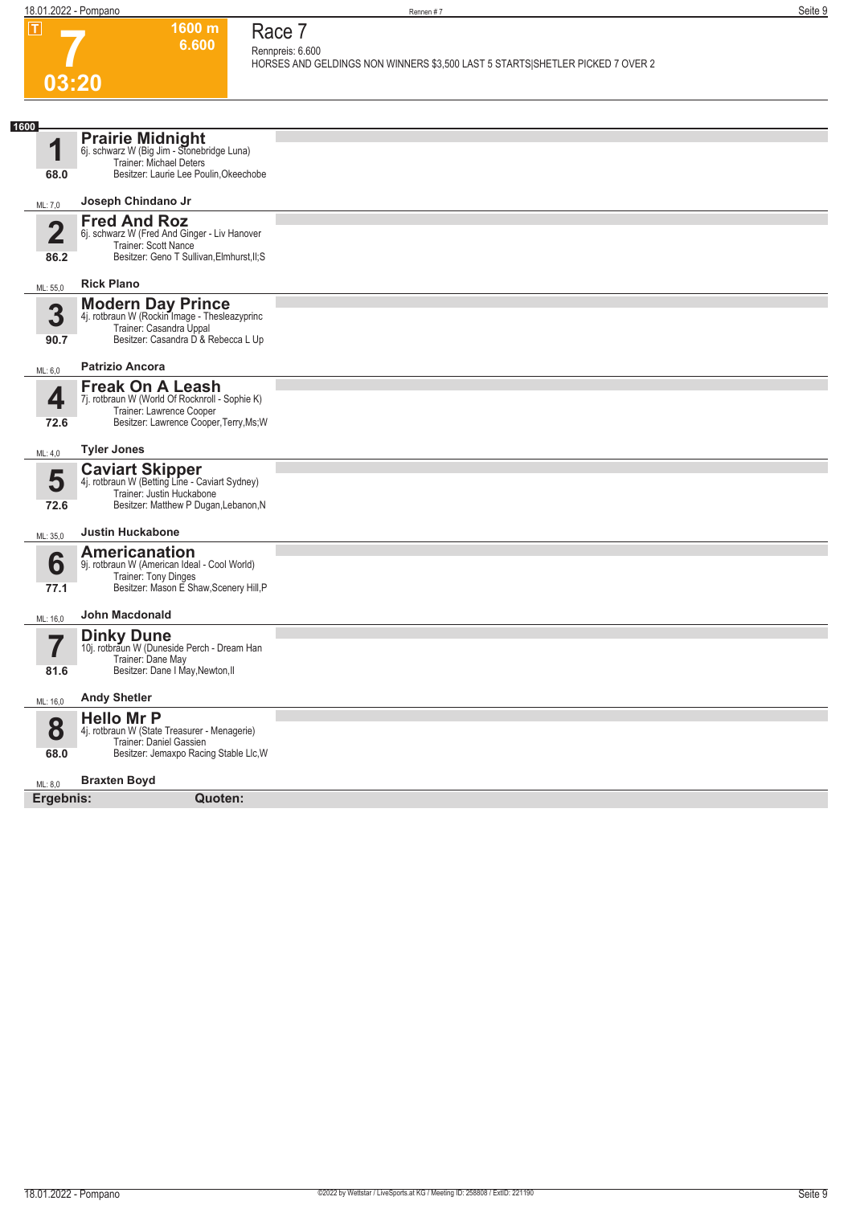# 7

**T** | **1600 m** | **6.600** | **03:20**

## Race 7

Rennpreis: 6.600

HORSES AND GELDINGS NON WINNERS $3,500 LAST 5 STARTS|SHETLER PICKED 7 OVER 2

**1600**

### 1 Prairie Midnight
6j. schwarz W (Big Jim - Stonebridge Luna)
Trainer: Michael Deters
Besitzer: Laurie Lee Poulin,Okeechobe
68.0
ML: 7,0
**Joseph Chindano Jr**

### 2 Fred And Roz
6j. schwarz W (Fred And Ginger - Liv Hanover
Trainer: Scott Nance
Besitzer: Geno T Sullivan,Elmhurst,Il;S
86.2
ML: 55,0
**Rick Plano**

### 3 Modern Day Prince
4j. rotbraun W (Rockin Image - Thesleazyprinc
Trainer: Casandra Uppal
Besitzer: Casandra D & Rebecca L Up
90.7
ML: 6,0
**Patrizio Ancora**

### 4 Freak On A Leash
7j. rotbraun W (World Of Rocknroll - Sophie K)
Trainer: Lawrence Cooper
Besitzer: Lawrence Cooper,Terry,Ms;W
72.6
ML: 4,0
**Tyler Jones**

### 5 Caviart Skipper
4j. rotbraun W (Betting Line - Caviart Sydney)
Trainer: Justin Huckabone
Besitzer: Matthew P Dugan,Lebanon,N
72.6
ML: 35,0
**Justin Huckabone**

### 6 Americanation
9j. rotbraun W (American Ideal - Cool World)
Trainer: Tony Dinges
Besitzer: Mason E Shaw,Scenery Hill,P
77.1
ML: 16,0
**John Macdonald**

### 7 Dinky Dune
10j. rotbraun W (Duneside Perch - Dream Han
Trainer: Dane May
Besitzer: Dane I May,Newton,Il
81.6
ML: 16,0
**Andy Shetler**

### 8 Hello Mr P
4j. rotbraun W (State Treasurer - Menagerie)
Trainer: Daniel Gassien
Besitzer: Jemaxpo Racing Stable Llc,W
68.0
ML: 8,0
**Braxten Boyd**

**Ergebnis:** **Quoten:**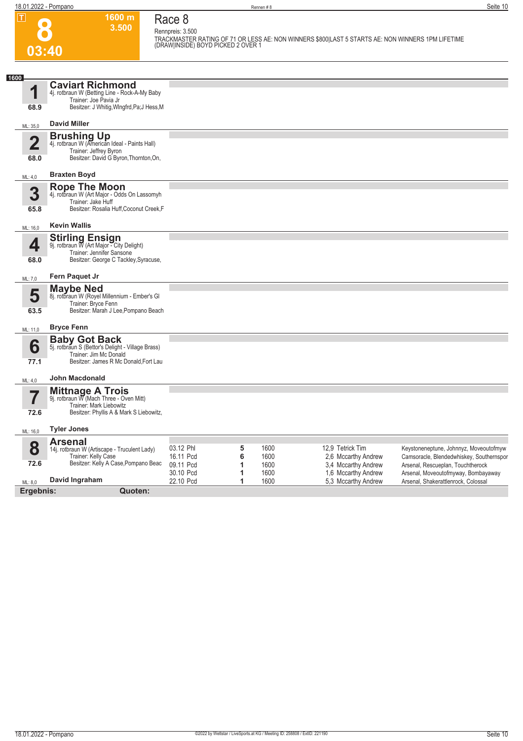# Race 8

**8** | 03:40 | 1600 m | 3.500

Rennpreis: 3.500

TRACKMASTER RATING OF 71 OR LESS AE: NON WINNERS $800|LAST 5 STARTS AE: NON WINNERS 1PM LIFETIME (DRAW|INSIDE) BOYD PICKED 2 OVER 1

**1600**

### 1 Caviart Richmond
4j. rotbraun W (Betting Line - Rock-A-My Baby)
Trainer: Joe Pavia Jr
Besitzer: J Whitig,Wlngfrd,Pa;J Hess,M
68.9
ML: 35,0 — **David Miller**

### 2 Brushing Up
4j. rotbraun W (American Ideal - Paints Hall)
Trainer: Jeffrey Byron
Besitzer: David G Byron,Thornton,On,
68.0
ML: 4,0 — **Braxten Boyd**

### 3 Rope The Moon
4j. rotbraun W (Art Major - Odds On Lassomyh)
Trainer: Jake Huff
Besitzer: Rosalia Huff,Coconut Creek,F
65.8
ML: 16,0 — **Kevin Wallis**

### 4 Stirling Ensign
9j. rotbraun W (Art Major - City Delight)
Trainer: Jennifer Sansone
Besitzer: George C Tackley,Syracuse,
68.0
ML: 7,0 — **Fern Paquet Jr**

### 5 Maybe Ned
8j. rotbraun W (Royel Millennium - Ember's Gl
Trainer: Bryce Fenn
Besitzer: Marah J Lee,Pompano Beach
63.5
ML: 11,0 — **Bryce Fenn**

### 6 Baby Got Back
5j. rotbraun S (Bettor's Delight - Village Brass)
Trainer: Jim Mc Donald
Besitzer: James R Mc Donald,Fort Lau
77.1
ML: 4,0 — **John Macdonald**

### 7 Mittnage A Trois
9j. rotbraun W (Mach Three - Oven Mitt)
Trainer: Mark Liebowitz
Besitzer: Phyllis A & Mark S Liebowitz,
72.6
ML: 16,0 — **Tyler Jones**

### 8 Arsenal
14j. rotbraun W (Artiscape - Truculent Lady)
Trainer: Kelly Case
Besitzer: Kelly A Case,Pompano Beac
72.6
ML: 8,0 — **David Ingraham**

| Datum | Platz | Distanz | Quote / Fahrer | Einlauf |
|---|---|---|---|---|
| 03.12 Phl | 5 | 1600 | 12,9 Tetrick Tim | Keystoneneptune, Johnnyz, Moveoutofmyw |
| 16.11 Pcd | 6 | 1600 | 2,6 Mccarthy Andrew | Camsoracle, Blendedwhiskey, Southernspor |
| 09.11 Pcd | 1 | 1600 | 3,4 Mccarthy Andrew | Arsenal, Rescueplan, Touchtherock |
| 30.10 Pcd | 1 | 1600 | 1,6 Mccarthy Andrew | Arsenal, Moveoutofmyway, Bombayaway |
| 22.10 Pcd | 1 | 1600 | 5,3 Mccarthy Andrew | Arsenal, Shakerattlenrock, Colossal |

**Ergebnis:** **Quoten:**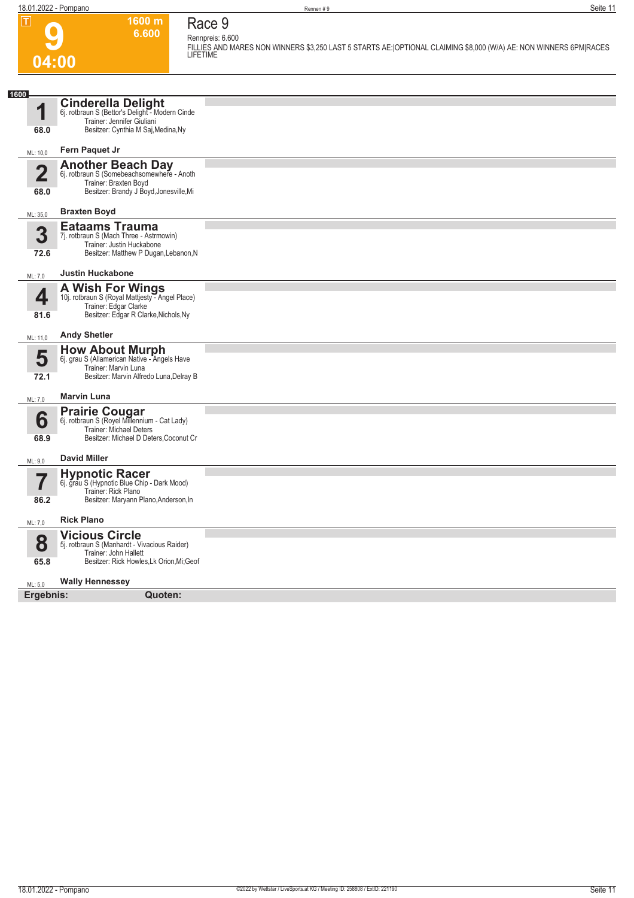# 9

**1600 m**
**6.600**

**04:00**

## Race 9

Rennpreis: 6.600

FILLIES AND MARES NON WINNERS $3,250 LAST 5 STARTS AE:|OPTIONAL CLAIMING $8,000 (W/A) AE: NON WINNERS 6PM|RACES LIFETIME

**1600**

### 1 Cinderella Delight
6j. rotbraun S (Bettor's Delight - Modern Cinde
Trainer: Jennifer Giuliani
Besitzer: Cynthia M Saj,Medina,Ny
68.0
ML: 10,0
**Fern Paquet Jr**

### 2 Another Beach Day
6j. rotbraun S (Somebeachsomewhere - Anoth
Trainer: Braxten Boyd
Besitzer: Brandy J Boyd,Jonesville,Mi
68.0
ML: 35,0
**Braxten Boyd**

### 3 Eataams Trauma
7j. rotbraun S (Mach Three - Astrmowin)
Trainer: Justin Huckabone
Besitzer: Matthew P Dugan,Lebanon,N
72.6
ML: 7,0
**Justin Huckabone**

### 4 A Wish For Wings
10j. rotbraun S (Royal Mattjesty - Angel Place)
Trainer: Edgar Clarke
Besitzer: Edgar R Clarke,Nichols,Ny
81.6
ML: 11,0
**Andy Shetler**

### 5 How About Murph
6j. grau S (Allamerican Native - Angels Have
Trainer: Marvin Luna
Besitzer: Marvin Alfredo Luna,Delray B
72.1
ML: 7,0
**Marvin Luna**

### 6 Prairie Cougar
6j. rotbraun S (Royel Millennium - Cat Lady)
Trainer: Michael Deters
Besitzer: Michael D Deters,Coconut Cr
68.9
ML: 9,0
**David Miller**

### 7 Hypnotic Racer
6j. grau S (Hypnotic Blue Chip - Dark Mood)
Trainer: Rick Plano
Besitzer: Maryann Plano,Anderson,In
86.2
ML: 7,0
**Rick Plano**

### 8 Vicious Circle
5j. rotbraun S (Manhardt - Vivacious Raider)
Trainer: John Hallett
Besitzer: Rick Howles,Lk Orion,Mi;Geof
65.8
ML: 5,0
**Wally Hennessey**

**Ergebnis:** **Quoten:**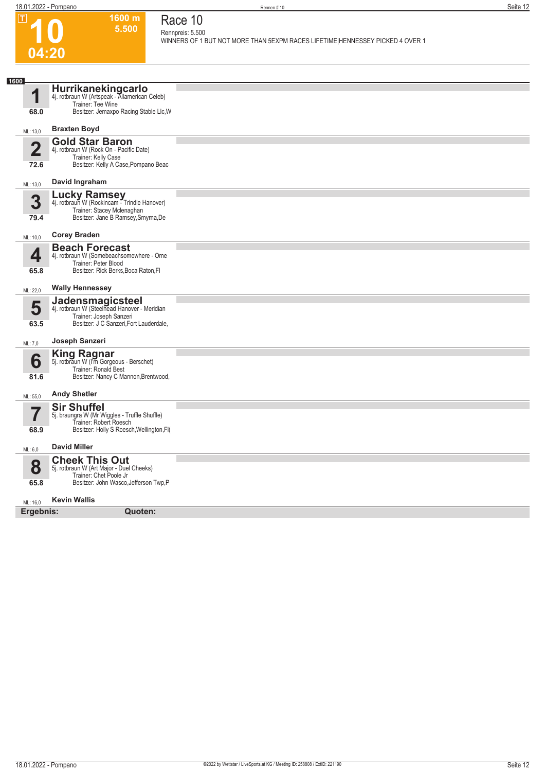# 10

**04:20**

**1600 m**
**5.500**

## Race 10

Rennpreis: 5.500
WINNERS OF 1 BUT NOT MORE THAN 5EXPM RACES LIFETIME|HENNESSEY PICKED 4 OVER 1

**1600**

### 1 Hurrikanekingcarlo
4j. rotbraun W (Artspeak - Allamerican Celeb)
Trainer: Tee Wine
Besitzer: Jemaxpo Racing Stable Llc,W
68.0
ML: 13,0
**Braxten Boyd**

### 2 Gold Star Baron
4j. rotbraun W (Rock On - Pacific Date)
Trainer: Kelly Case
Besitzer: Kelly A Case,Pompano Beac
72.6
ML: 13,0
**David Ingraham**

### 3 Lucky Ramsey
4j. rotbraun W (Rockincam - Trindle Hanover)
Trainer: Stacey Mclenaghan
Besitzer: Jane B Ramsey,Smyrna,De
79.4
ML: 10,0
**Corey Braden**

### 4 Beach Forecast
4j. rotbraun W (Somebeachsomewhere - Ome
Trainer: Peter Blood
Besitzer: Rick Berks,Boca Raton,Fl
65.8
ML: 22,0
**Wally Hennessey**

### 5 Jadensmagicsteel
4j. rotbraun W (Steelhead Hanover - Meridian
Trainer: Joseph Sanzeri
Besitzer: J C Sanzeri,Fort Lauderdale,
63.5
ML: 7,0
**Joseph Sanzeri**

### 6 King Ragnar
5j. rotbraun W (I'm Gorgeous - Berschet)
Trainer: Ronald Best
Besitzer: Nancy C Mannon,Brentwood,
81.6
ML: 55,0
**Andy Shetler**

### 7 Sir Shuffel
5j. braungra W (Mr Wiggles - Truffle Shuffle)
Trainer: Robert Roesch
Besitzer: Holly S Roesch,Wellington,Fl(
68.9
ML: 6,0
**David Miller**

### 8 Cheek This Out
5j. rotbraun W (Art Major - Duel Cheeks)
Trainer: Chet Poole Jr
Besitzer: John Wasco,Jefferson Twp,P
65.8
ML: 16,0
**Kevin Wallis**

**Ergebnis:** **Quoten:**